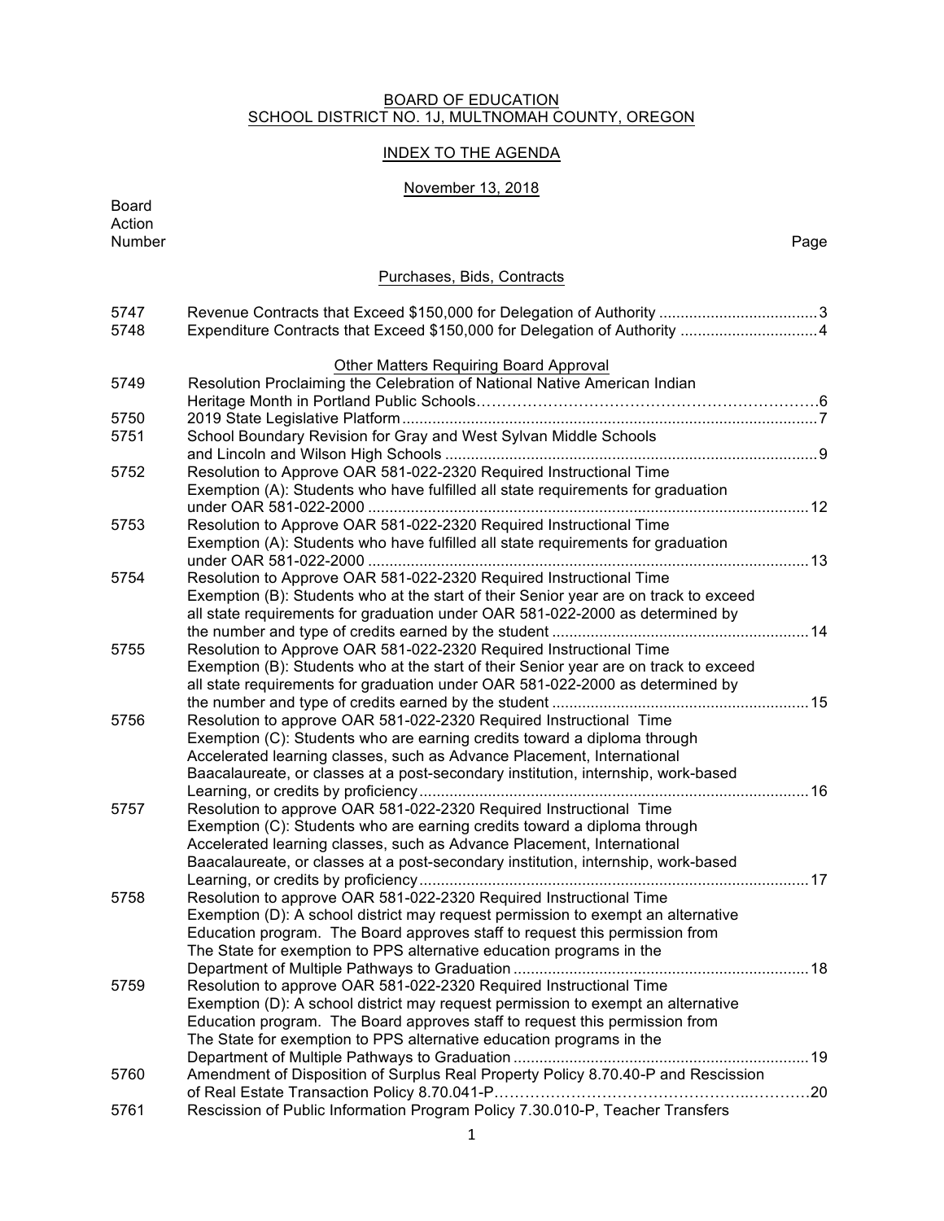BOARD OF EDUCATION
SCHOOL DISTRICT NO. 1J, MULTNOMAH COUNTY, OREGON

INDEX TO THE AGENDA

November 13, 2018

| Board Action Number | | Page |
|---|---|---|
| | **Purchases, Bids, Contracts** | |
| 5747 | Revenue Contracts that Exceed $150,000 for Delegation of Authority | 3 |
| 5748 | Expenditure Contracts that Exceed $150,000 for Delegation of Authority | 4 |
| | **Other Matters Requiring Board Approval** | |
| 5749 | Resolution Proclaiming the Celebration of National Native American Indian Heritage Month in Portland Public Schools | 6 |
| 5750 | 2019 State Legislative Platform | 7 |
| 5751 | School Boundary Revision for Gray and West Sylvan Middle Schools and Lincoln and Wilson High Schools | 9 |
| 5752 | Resolution to Approve OAR 581-022-2320 Required Instructional Time Exemption (A): Students who have fulfilled all state requirements for graduation under OAR 581-022-2000 | 12 |
| 5753 | Resolution to Approve OAR 581-022-2320 Required Instructional Time Exemption (A): Students who have fulfilled all state requirements for graduation under OAR 581-022-2000 | 13 |
| 5754 | Resolution to Approve OAR 581-022-2320 Required Instructional Time Exemption (B): Students who at the start of their Senior year are on track to exceed all state requirements for graduation under OAR 581-022-2000 as determined by the number and type of credits earned by the student | 14 |
| 5755 | Resolution to Approve OAR 581-022-2320 Required Instructional Time Exemption (B): Students who at the start of their Senior year are on track to exceed all state requirements for graduation under OAR 581-022-2000 as determined by the number and type of credits earned by the student | 15 |
| 5756 | Resolution to approve OAR 581-022-2320 Required Instructional Time Exemption (C): Students who are earning credits toward a diploma through Accelerated learning classes, such as Advance Placement, International Baacalaureate, or classes at a post-secondary institution, internship, work-based Learning, or credits by proficiency | 16 |
| 5757 | Resolution to approve OAR 581-022-2320 Required Instructional Time Exemption (C): Students who are earning credits toward a diploma through Accelerated learning classes, such as Advance Placement, International Baacalaureate, or classes at a post-secondary institution, internship, work-based Learning, or credits by proficiency | 17 |
| 5758 | Resolution to approve OAR 581-022-2320 Required Instructional Time Exemption (D): A school district may request permission to exempt an alternative Education program. The Board approves staff to request this permission from The State for exemption to PPS alternative education programs in the Department of Multiple Pathways to Graduation | 18 |
| 5759 | Resolution to approve OAR 581-022-2320 Required Instructional Time Exemption (D): A school district may request permission to exempt an alternative Education program. The Board approves staff to request this permission from The State for exemption to PPS alternative education programs in the Department of Multiple Pathways to Graduation | 19 |
| 5760 | Amendment of Disposition of Surplus Real Property Policy 8.70.40-P and Rescission of Real Estate Transaction Policy 8.70.041-P | 20 |
| 5761 | Rescission of Public Information Program Policy 7.30.010-P, Teacher Transfers | |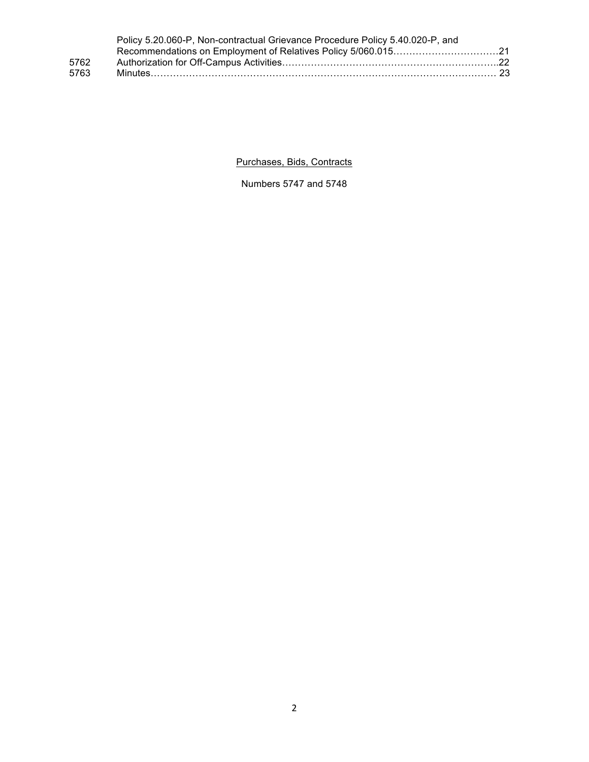|  | Policy 5.20.060-P, Non-contractual Grievance Procedure Policy 5.40.020-P, and Recommendations on Employment of Relatives Policy 5/060.015 | 21 |
|---|---|---|
| 5762 | Authorization for Off-Campus Activities | 22 |
| 5763 | Minutes | 23 |

<u>Purchases, Bids, Contracts</u>

Numbers 5747 and 5748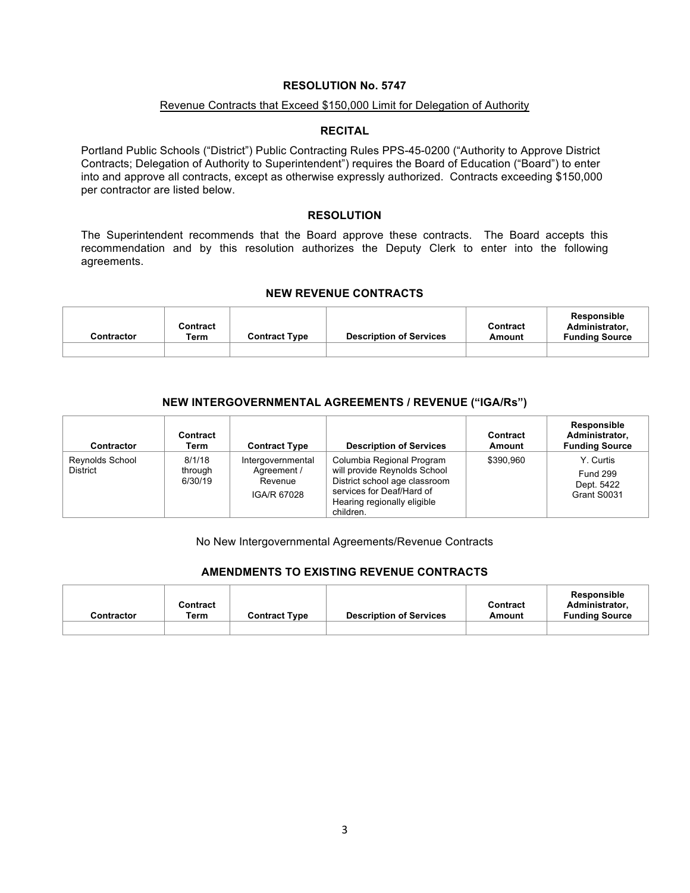## RESOLUTION No. 5747

Revenue Contracts that Exceed $150,000 Limit for Delegation of Authority

### RECITAL

Portland Public Schools ("District") Public Contracting Rules PPS-45-0200 ("Authority to Approve District Contracts; Delegation of Authority to Superintendent") requires the Board of Education ("Board") to enter into and approve all contracts, except as otherwise expressly authorized. Contracts exceeding $150,000 per contractor are listed below.

### RESOLUTION

The Superintendent recommends that the Board approve these contracts. The Board accepts this recommendation and by this resolution authorizes the Deputy Clerk to enter into the following agreements.

### NEW REVENUE CONTRACTS

| Contractor | Contract Term | Contract Type | Description of Services | Contract Amount | Responsible Administrator, Funding Source |
|---|---|---|---|---|---|
| | | | | | |

### NEW INTERGOVERNMENTAL AGREEMENTS / REVENUE ("IGA/Rs")

| Contractor | Contract Term | Contract Type | Description of Services | Contract Amount | Responsible Administrator, Funding Source |
|---|---|---|---|---|---|
| Reynolds School District | 8/1/18 through 6/30/19 | Intergovernmental Agreement / Revenue IGA/R 67028 | Columbia Regional Program will provide Reynolds School District school age classroom services for Deaf/Hard of Hearing regionally eligible children. | $390,960 | Y. Curtis Fund 299 Dept. 5422 Grant S0031 |

No New Intergovernmental Agreements/Revenue Contracts

### AMENDMENTS TO EXISTING REVENUE CONTRACTS

| Contractor | Contract Term | Contract Type | Description of Services | Contract Amount | Responsible Administrator, Funding Source |
|---|---|---|---|---|---|
| | | | | | |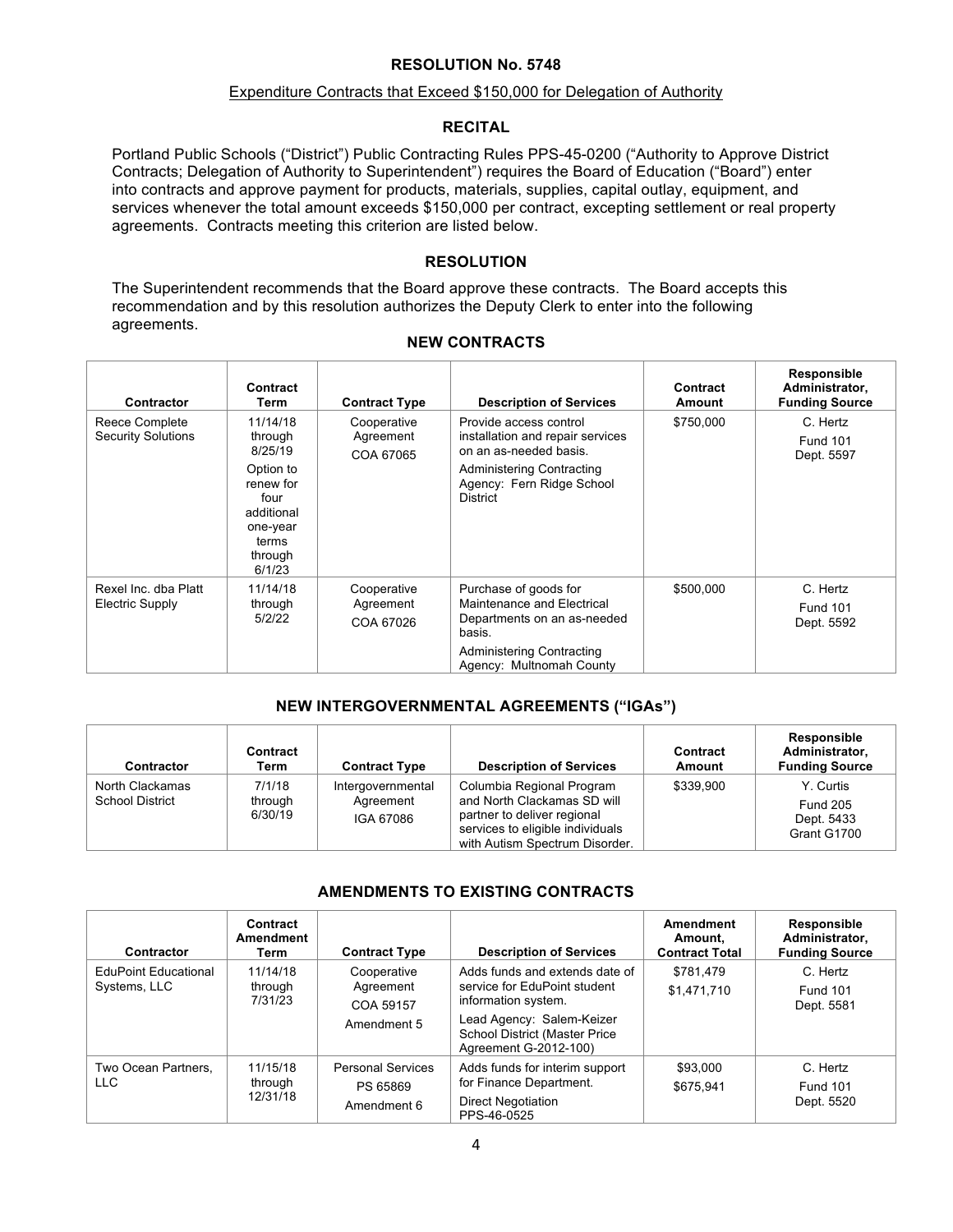# RESOLUTION No. 5748

Expenditure Contracts that Exceed $150,000 for Delegation of Authority

## RECITAL

Portland Public Schools ("District") Public Contracting Rules PPS-45-0200 ("Authority to Approve District Contracts; Delegation of Authority to Superintendent") requires the Board of Education ("Board") enter into contracts and approve payment for products, materials, supplies, capital outlay, equipment, and services whenever the total amount exceeds $150,000 per contract, excepting settlement or real property agreements. Contracts meeting this criterion are listed below.

## RESOLUTION

The Superintendent recommends that the Board approve these contracts. The Board accepts this recommendation and by this resolution authorizes the Deputy Clerk to enter into the following agreements.

### NEW CONTRACTS

| Contractor | Contract Term | Contract Type | Description of Services | Contract Amount | Responsible Administrator, Funding Source |
|---|---|---|---|---|---|
| Reece Complete Security Solutions | 11/14/18 through 8/25/19<br>Option to renew for four additional one-year terms through 6/1/23 | Cooperative Agreement<br>COA 67065 | Provide access control installation and repair services on an as-needed basis.<br>Administering Contracting Agency: Fern Ridge School District | $750,000 | C. Hertz<br>Fund 101<br>Dept. 5597 |
| Rexel Inc. dba Platt Electric Supply | 11/14/18 through 5/2/22 | Cooperative Agreement<br>COA 67026 | Purchase of goods for Maintenance and Electrical Departments on an as-needed basis.<br>Administering Contracting Agency: Multnomah County | $500,000 | C. Hertz<br>Fund 101<br>Dept. 5592 |

### NEW INTERGOVERNMENTAL AGREEMENTS ("IGAs")

| Contractor | Contract Term | Contract Type | Description of Services | Contract Amount | Responsible Administrator, Funding Source |
|---|---|---|---|---|---|
| North Clackamas School District | 7/1/18 through 6/30/19 | Intergovernmental Agreement<br>IGA 67086 | Columbia Regional Program and North Clackamas SD will partner to deliver regional services to eligible individuals with Autism Spectrum Disorder. | $339,900 | Y. Curtis<br>Fund 205<br>Dept. 5433<br>Grant G1700 |

### AMENDMENTS TO EXISTING CONTRACTS

| Contractor | Contract Amendment Term | Contract Type | Description of Services | Amendment Amount, Contract Total | Responsible Administrator, Funding Source |
|---|---|---|---|---|---|
| EduPoint Educational Systems, LLC | 11/14/18 through 7/31/23 | Cooperative Agreement<br>COA 59157<br>Amendment 5 | Adds funds and extends date of service for EduPoint student information system.<br>Lead Agency: Salem-Keizer School District (Master Price Agreement G-2012-100) | $781,479<br>$1,471,710 | C. Hertz<br>Fund 101<br>Dept. 5581 |
| Two Ocean Partners, LLC | 11/15/18 through 12/31/18 | Personal Services<br>PS 65869<br>Amendment 6 | Adds funds for interim support for Finance Department.<br>Direct Negotiation PPS-46-0525 | $93,000<br>$675,941 | C. Hertz<br>Fund 101<br>Dept. 5520 |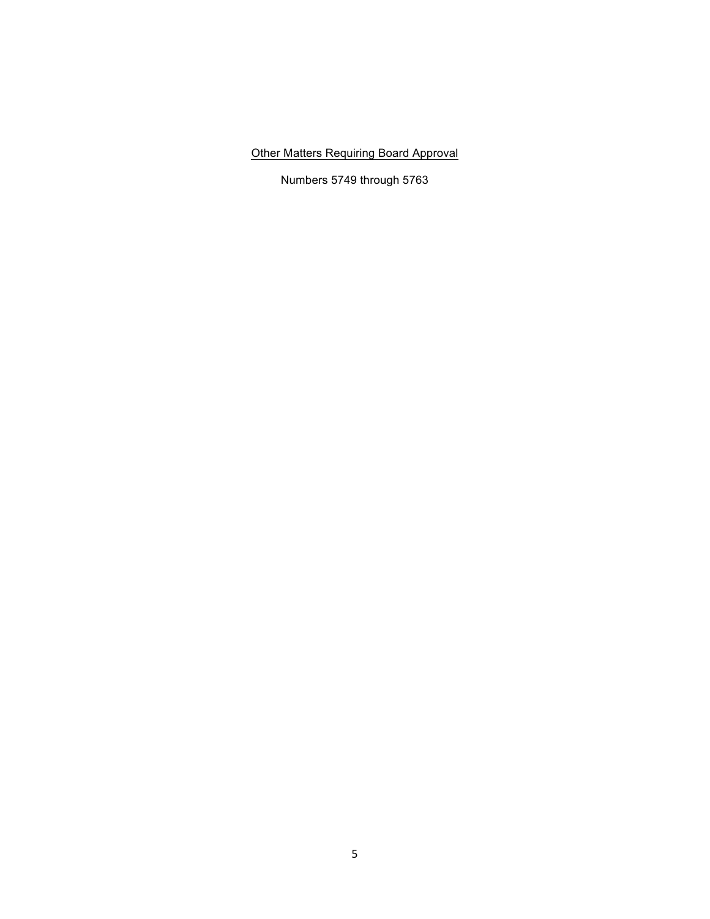<u>Other Matters Requiring Board Approval</u>

Numbers 5749 through 5763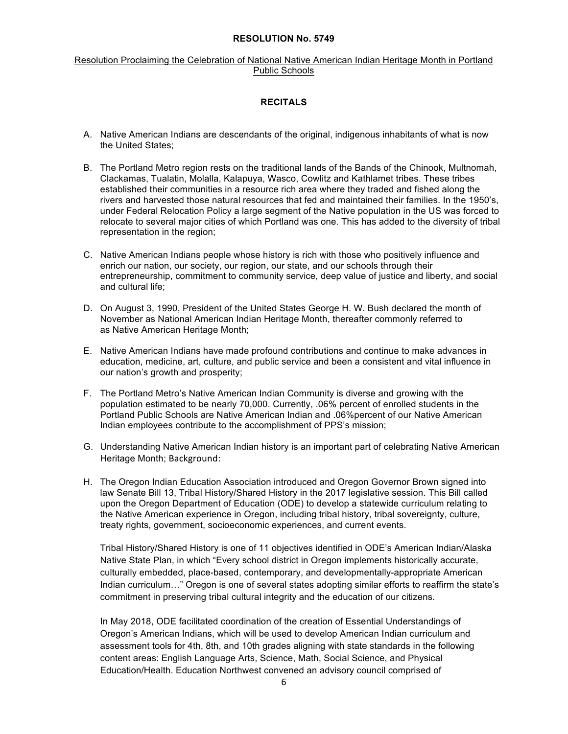**RESOLUTION No. 5749**

Resolution Proclaiming the Celebration of National Native American Indian Heritage Month in Portland Public Schools

**RECITALS**

A. Native American Indians are descendants of the original, indigenous inhabitants of what is now the United States;

B. The Portland Metro region rests on the traditional lands of the Bands of the Chinook, Multnomah, Clackamas, Tualatin, Molalla, Kalapuya, Wasco, Cowlitz and Kathlamet tribes. These tribes established their communities in a resource rich area where they traded and fished along the rivers and harvested those natural resources that fed and maintained their families. In the 1950's, under Federal Relocation Policy a large segment of the Native population in the US was forced to relocate to several major cities of which Portland was one. This has added to the diversity of tribal representation in the region;

C. Native American Indians people whose history is rich with those who positively influence and enrich our nation, our society, our region, our state, and our schools through their entrepreneurship, commitment to community service, deep value of justice and liberty, and social and cultural life;

D. On August 3, 1990, President of the United States George H. W. Bush declared the month of November as National American Indian Heritage Month, thereafter commonly referred to as Native American Heritage Month;

E. Native American Indians have made profound contributions and continue to make advances in education, medicine, art, culture, and public service and been a consistent and vital influence in our nation's growth and prosperity;

F. The Portland Metro's Native American Indian Community is diverse and growing with the population estimated to be nearly 70,000. Currently, .06% percent of enrolled students in the Portland Public Schools are Native American Indian and .06%percent of our Native American Indian employees contribute to the accomplishment of PPS's mission;

G. Understanding Native American Indian history is an important part of celebrating Native American Heritage Month; Background:

H. The Oregon Indian Education Association introduced and Oregon Governor Brown signed into law Senate Bill 13, Tribal History/Shared History in the 2017 legislative session. This Bill called upon the Oregon Department of Education (ODE) to develop a statewide curriculum relating to the Native American experience in Oregon, including tribal history, tribal sovereignty, culture, treaty rights, government, socioeconomic experiences, and current events.

   Tribal History/Shared History is one of 11 objectives identified in ODE's American Indian/Alaska Native State Plan, in which "Every school district in Oregon implements historically accurate, culturally embedded, place-based, contemporary, and developmentally-appropriate American Indian curriculum…" Oregon is one of several states adopting similar efforts to reaffirm the state's commitment in preserving tribal cultural integrity and the education of our citizens.

   In May 2018, ODE facilitated coordination of the creation of Essential Understandings of Oregon's American Indians, which will be used to develop American Indian curriculum and assessment tools for 4th, 8th, and 10th grades aligning with state standards in the following content areas: English Language Arts, Science, Math, Social Science, and Physical Education/Health. Education Northwest convened an advisory council comprised of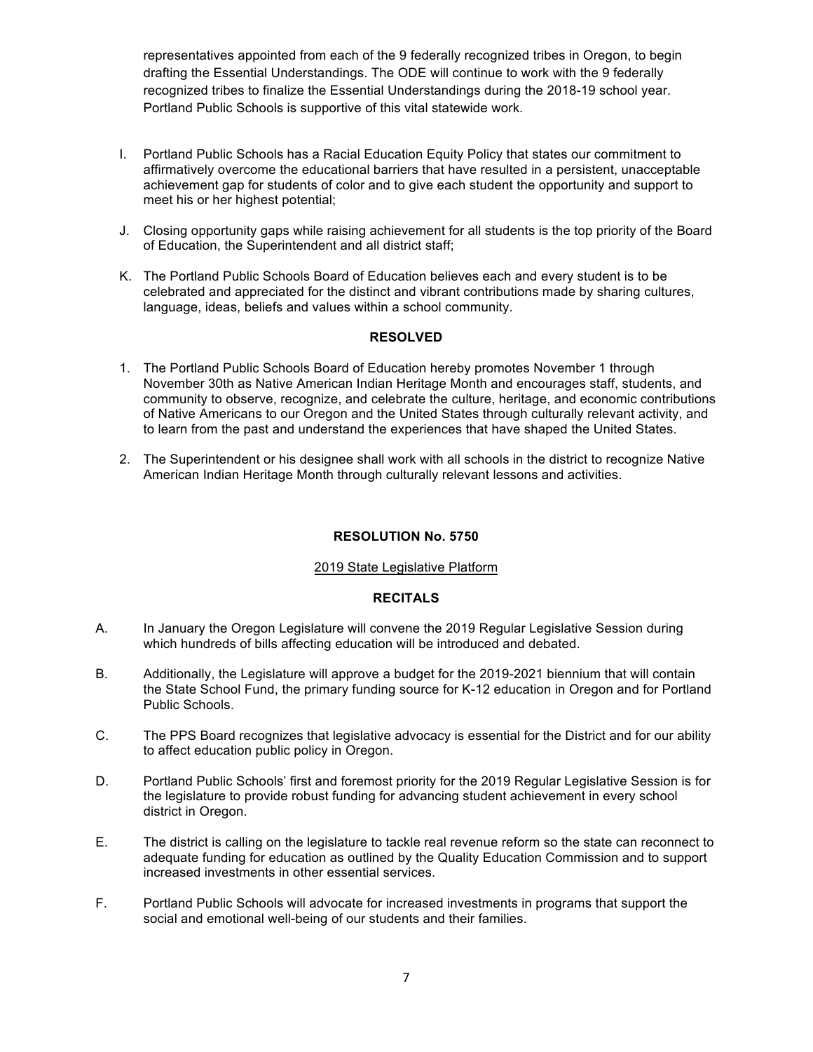representatives appointed from each of the 9 federally recognized tribes in Oregon, to begin drafting the Essential Understandings. The ODE will continue to work with the 9 federally recognized tribes to finalize the Essential Understandings during the 2018-19 school year. Portland Public Schools is supportive of this vital statewide work.

I. Portland Public Schools has a Racial Education Equity Policy that states our commitment to affirmatively overcome the educational barriers that have resulted in a persistent, unacceptable achievement gap for students of color and to give each student the opportunity and support to meet his or her highest potential;

J. Closing opportunity gaps while raising achievement for all students is the top priority of the Board of Education, the Superintendent and all district staff;

K. The Portland Public Schools Board of Education believes each and every student is to be celebrated and appreciated for the distinct and vibrant contributions made by sharing cultures, language, ideas, beliefs and values within a school community.

**RESOLVED**

1. The Portland Public Schools Board of Education hereby promotes November 1 through November 30th as Native American Indian Heritage Month and encourages staff, students, and community to observe, recognize, and celebrate the culture, heritage, and economic contributions of Native Americans to our Oregon and the United States through culturally relevant activity, and to learn from the past and understand the experiences that have shaped the United States.
2. The Superintendent or his designee shall work with all schools in the district to recognize Native American Indian Heritage Month through culturally relevant lessons and activities.

**RESOLUTION No. 5750**

2019 State Legislative Platform

**RECITALS**

A. In January the Oregon Legislature will convene the 2019 Regular Legislative Session during which hundreds of bills affecting education will be introduced and debated.

B. Additionally, the Legislature will approve a budget for the 2019-2021 biennium that will contain the State School Fund, the primary funding source for K-12 education in Oregon and for Portland Public Schools.

C. The PPS Board recognizes that legislative advocacy is essential for the District and for our ability to affect education public policy in Oregon.

D. Portland Public Schools' first and foremost priority for the 2019 Regular Legislative Session is for the legislature to provide robust funding for advancing student achievement in every school district in Oregon.

E. The district is calling on the legislature to tackle real revenue reform so the state can reconnect to adequate funding for education as outlined by the Quality Education Commission and to support increased investments in other essential services.

F. Portland Public Schools will advocate for increased investments in programs that support the social and emotional well-being of our students and their families.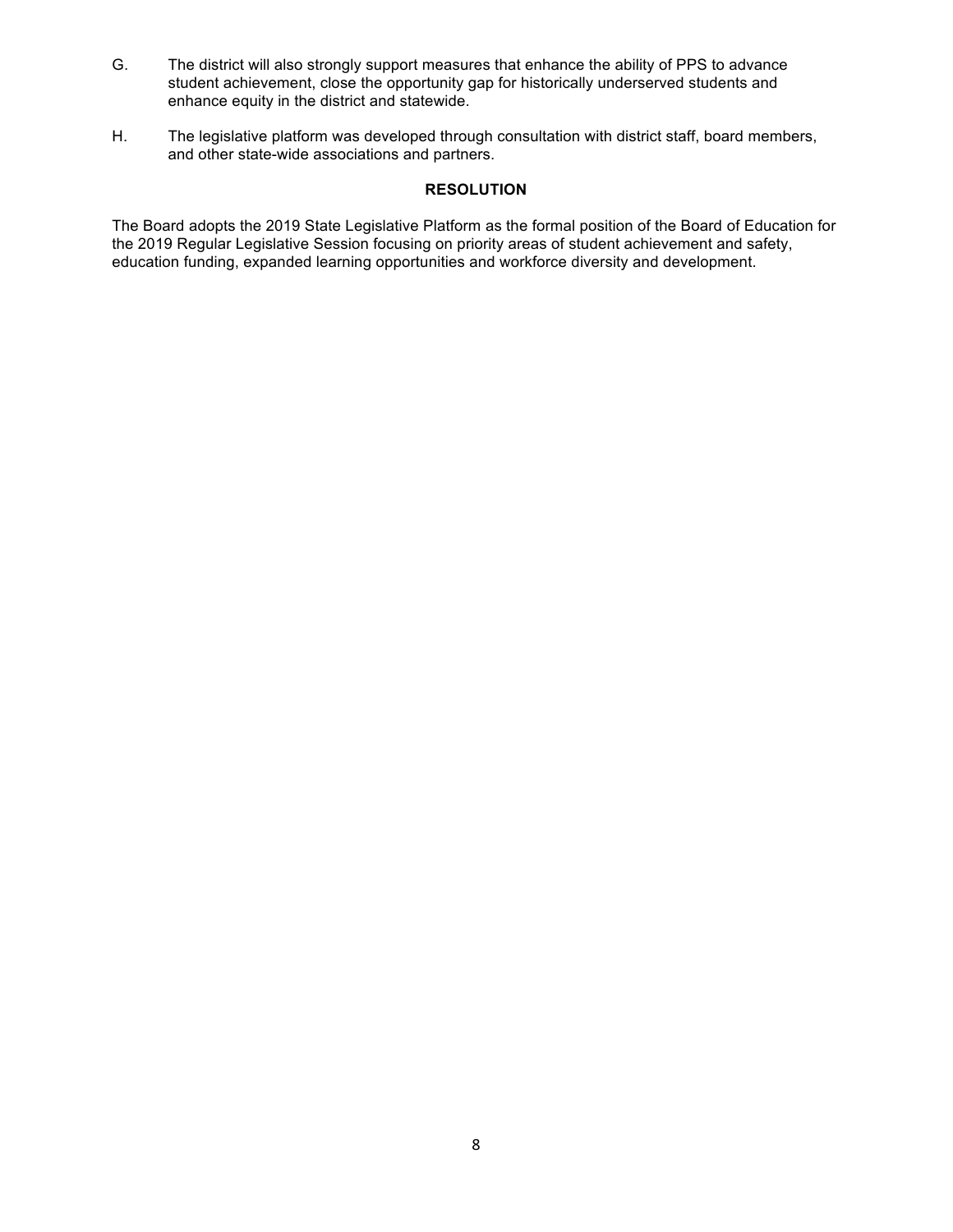G. The district will also strongly support measures that enhance the ability of PPS to advance student achievement, close the opportunity gap for historically underserved students and enhance equity in the district and statewide.

H. The legislative platform was developed through consultation with district staff, board members, and other state-wide associations and partners.

**RESOLUTION**

The Board adopts the 2019 State Legislative Platform as the formal position of the Board of Education for the 2019 Regular Legislative Session focusing on priority areas of student achievement and safety, education funding, expanded learning opportunities and workforce diversity and development.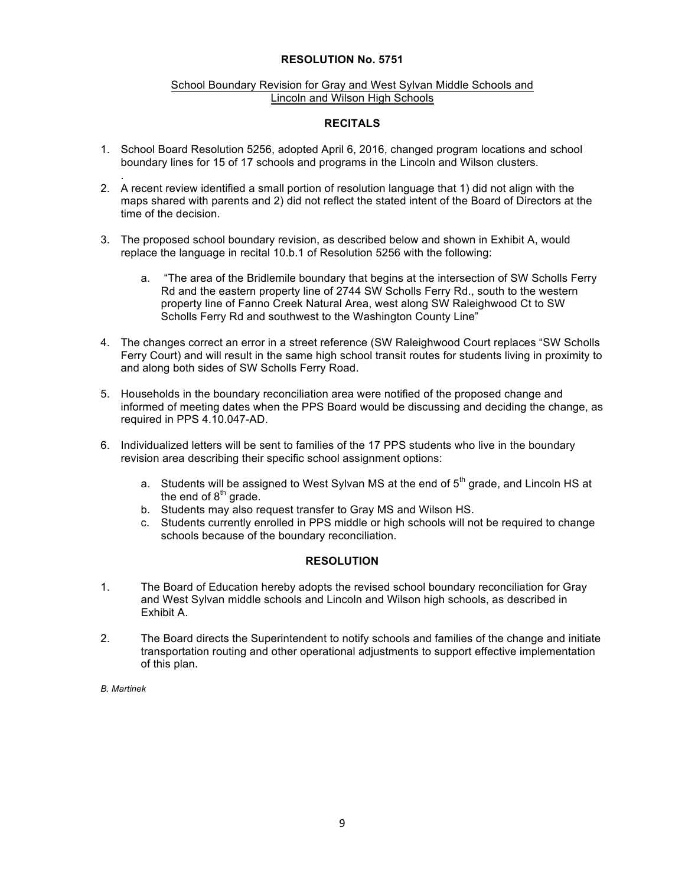# RESOLUTION No. 5751

School Boundary Revision for Gray and West Sylvan Middle Schools and Lincoln and Wilson High Schools

## RECITALS

1. School Board Resolution 5256, adopted April 6, 2016, changed program locations and school boundary lines for 15 of 17 schools and programs in the Lincoln and Wilson clusters.
.
2. A recent review identified a small portion of resolution language that 1) did not align with the maps shared with parents and 2) did not reflect the stated intent of the Board of Directors at the time of the decision.

3. The proposed school boundary revision, as described below and shown in Exhibit A, would replace the language in recital 10.b.1 of Resolution 5256 with the following:

   a. "The area of the Bridlemile boundary that begins at the intersection of SW Scholls Ferry Rd and the eastern property line of 2744 SW Scholls Ferry Rd., south to the western property line of Fanno Creek Natural Area, west along SW Raleighwood Ct to SW Scholls Ferry Rd and southwest to the Washington County Line"

4. The changes correct an error in a street reference (SW Raleighwood Court replaces "SW Scholls Ferry Court) and will result in the same high school transit routes for students living in proximity to and along both sides of SW Scholls Ferry Road.

5. Households in the boundary reconciliation area were notified of the proposed change and informed of meeting dates when the PPS Board would be discussing and deciding the change, as required in PPS 4.10.047-AD.

6. Individualized letters will be sent to families of the 17 PPS students who live in the boundary revision area describing their specific school assignment options:

   a. Students will be assigned to West Sylvan MS at the end of 5th grade, and Lincoln HS at the end of 8th grade.
   b. Students may also request transfer to Gray MS and Wilson HS.
   c. Students currently enrolled in PPS middle or high schools will not be required to change schools because of the boundary reconciliation.

## RESOLUTION

1. The Board of Education hereby adopts the revised school boundary reconciliation for Gray and West Sylvan middle schools and Lincoln and Wilson high schools, as described in Exhibit A.

2. The Board directs the Superintendent to notify schools and families of the change and initiate transportation routing and other operational adjustments to support effective implementation of this plan.

*B. Martinek*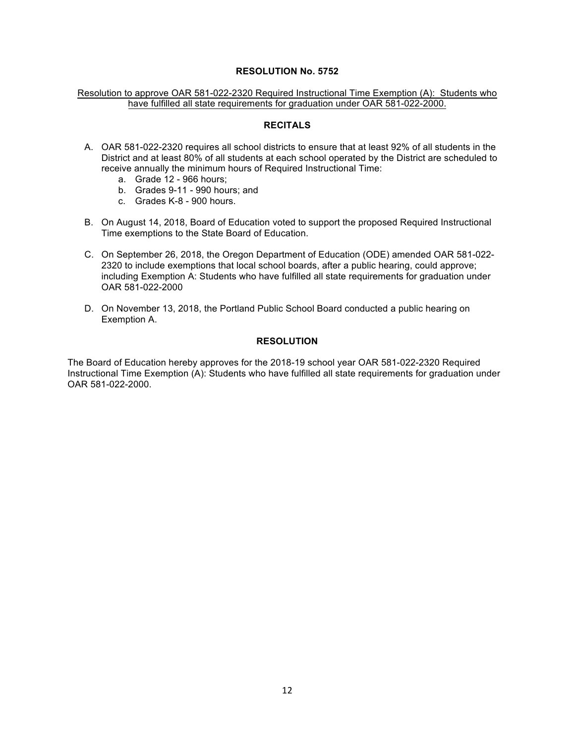# RESOLUTION No. 5752

Resolution to approve OAR 581-022-2320 Required Instructional Time Exemption (A): Students who have fulfilled all state requirements for graduation under OAR 581-022-2000.

## RECITALS

A. OAR 581-022-2320 requires all school districts to ensure that at least 92% of all students in the District and at least 80% of all students at each school operated by the District are scheduled to receive annually the minimum hours of Required Instructional Time:
   a. Grade 12 - 966 hours;
   b. Grades 9-11 - 990 hours; and
   c. Grades K-8 - 900 hours.

B. On August 14, 2018, Board of Education voted to support the proposed Required Instructional Time exemptions to the State Board of Education.

C. On September 26, 2018, the Oregon Department of Education (ODE) amended OAR 581-022-2320 to include exemptions that local school boards, after a public hearing, could approve; including Exemption A: Students who have fulfilled all state requirements for graduation under OAR 581-022-2000

D. On November 13, 2018, the Portland Public School Board conducted a public hearing on Exemption A.

## RESOLUTION

The Board of Education hereby approves for the 2018-19 school year OAR 581-022-2320 Required Instructional Time Exemption (A): Students who have fulfilled all state requirements for graduation under OAR 581-022-2000.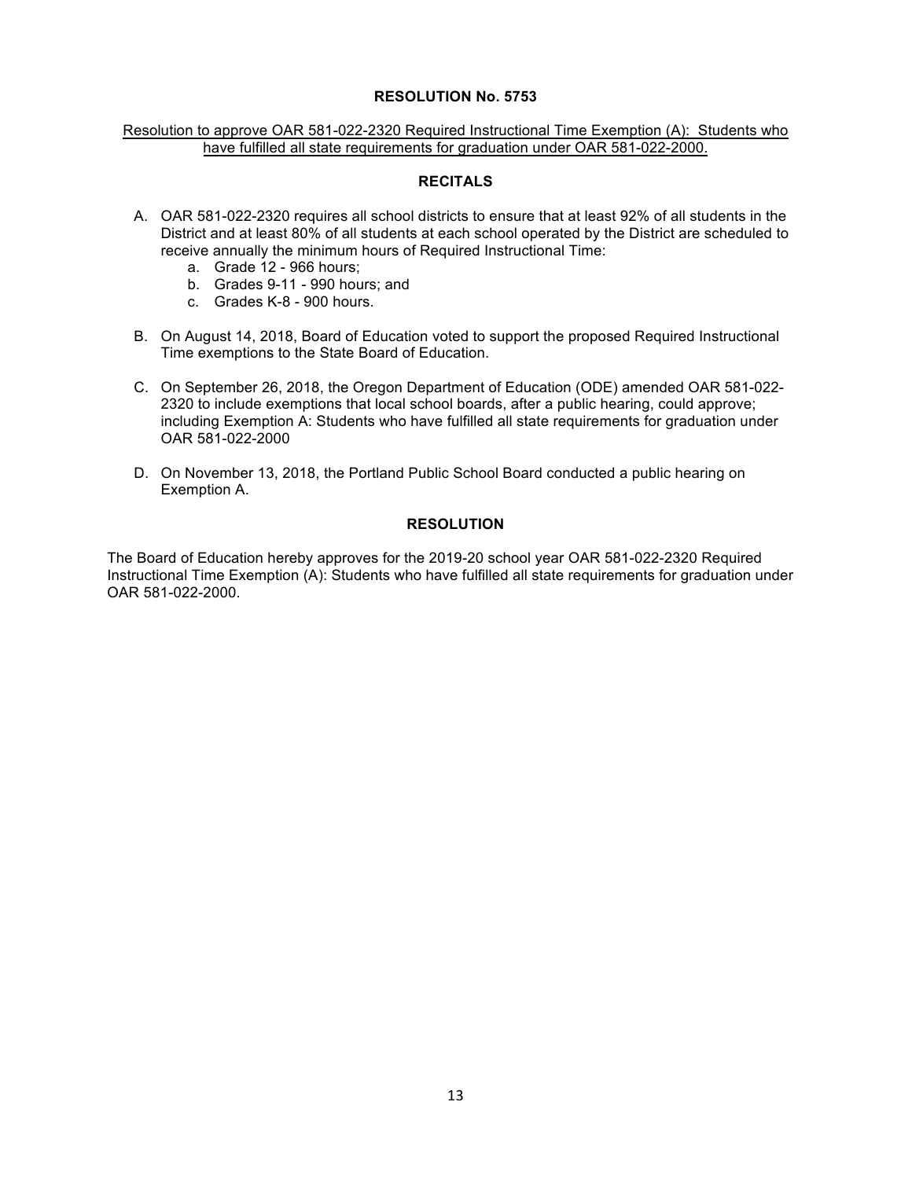**RESOLUTION No. 5753**

Resolution to approve OAR 581-022-2320 Required Instructional Time Exemption (A): Students who have fulfilled all state requirements for graduation under OAR 581-022-2000.

**RECITALS**

A. OAR 581-022-2320 requires all school districts to ensure that at least 92% of all students in the District and at least 80% of all students at each school operated by the District are scheduled to receive annually the minimum hours of Required Instructional Time:
   a. Grade 12 - 966 hours;
   b. Grades 9-11 - 990 hours; and
   c. Grades K-8 - 900 hours.

B. On August 14, 2018, Board of Education voted to support the proposed Required Instructional Time exemptions to the State Board of Education.

C. On September 26, 2018, the Oregon Department of Education (ODE) amended OAR 581-022-2320 to include exemptions that local school boards, after a public hearing, could approve; including Exemption A: Students who have fulfilled all state requirements for graduation under OAR 581-022-2000

D. On November 13, 2018, the Portland Public School Board conducted a public hearing on Exemption A.

**RESOLUTION**

The Board of Education hereby approves for the 2019-20 school year OAR 581-022-2320 Required Instructional Time Exemption (A): Students who have fulfilled all state requirements for graduation under OAR 581-022-2000.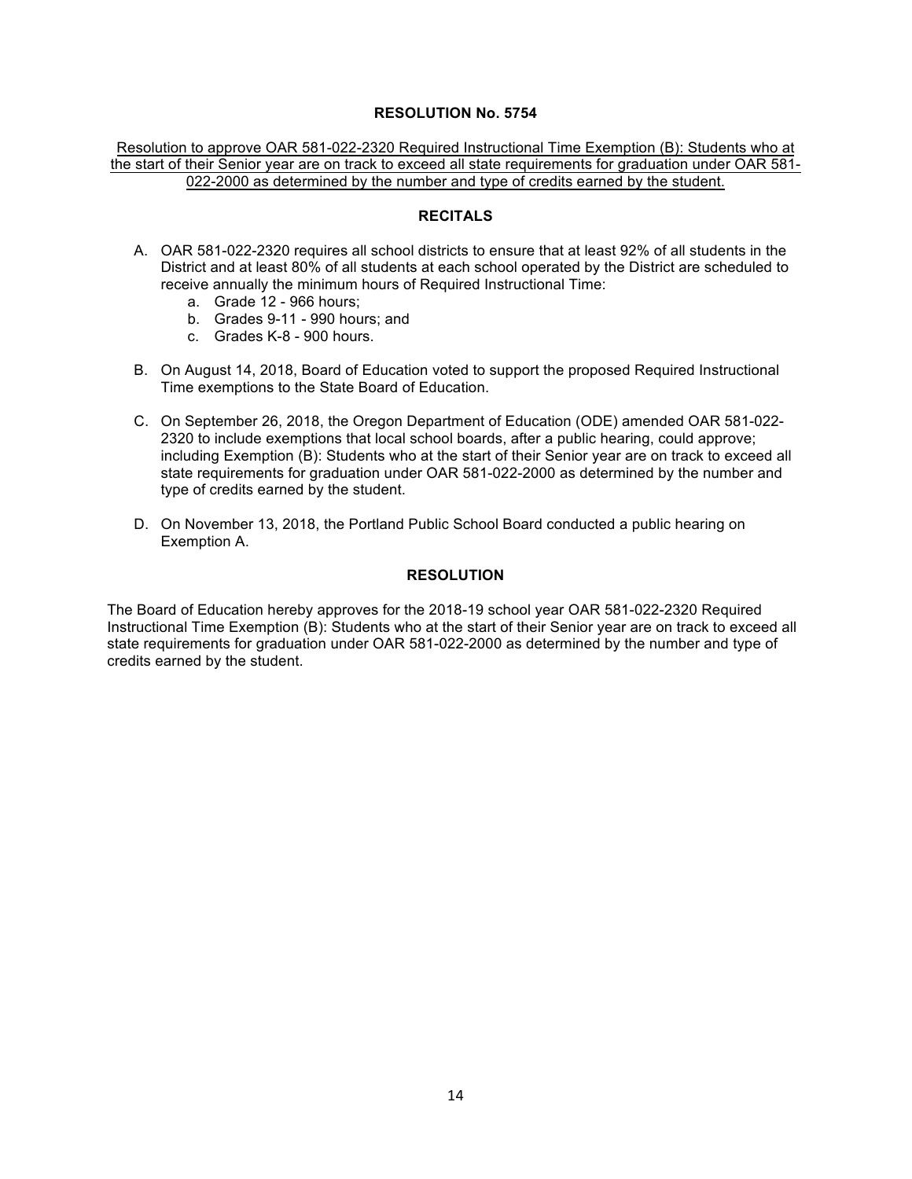**RESOLUTION No. 5754**

Resolution to approve OAR 581-022-2320 Required Instructional Time Exemption (B): Students who at the start of their Senior year are on track to exceed all state requirements for graduation under OAR 581-022-2000 as determined by the number and type of credits earned by the student.

**RECITALS**

A. OAR 581-022-2320 requires all school districts to ensure that at least 92% of all students in the District and at least 80% of all students at each school operated by the District are scheduled to receive annually the minimum hours of Required Instructional Time:
   a. Grade 12 - 966 hours;
   b. Grades 9-11 - 990 hours; and
   c. Grades K-8 - 900 hours.

B. On August 14, 2018, Board of Education voted to support the proposed Required Instructional Time exemptions to the State Board of Education.

C. On September 26, 2018, the Oregon Department of Education (ODE) amended OAR 581-022-2320 to include exemptions that local school boards, after a public hearing, could approve; including Exemption (B): Students who at the start of their Senior year are on track to exceed all state requirements for graduation under OAR 581-022-2000 as determined by the number and type of credits earned by the student.

D. On November 13, 2018, the Portland Public School Board conducted a public hearing on Exemption A.

**RESOLUTION**

The Board of Education hereby approves for the 2018-19 school year OAR 581-022-2320 Required Instructional Time Exemption (B): Students who at the start of their Senior year are on track to exceed all state requirements for graduation under OAR 581-022-2000 as determined by the number and type of credits earned by the student.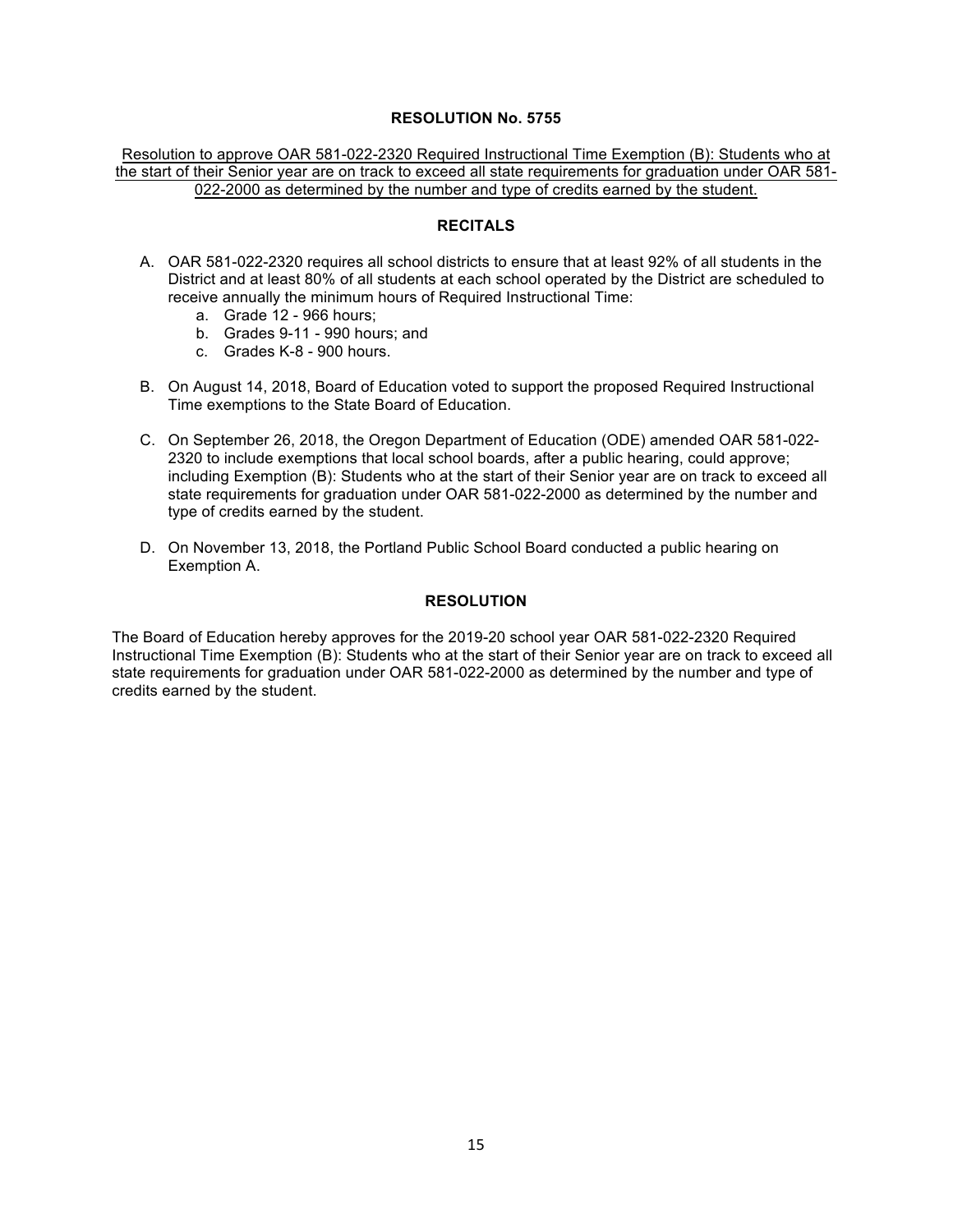# RESOLUTION No. 5755

Resolution to approve OAR 581-022-2320 Required Instructional Time Exemption (B): Students who at the start of their Senior year are on track to exceed all state requirements for graduation under OAR 581-022-2000 as determined by the number and type of credits earned by the student.

## RECITALS

A. OAR 581-022-2320 requires all school districts to ensure that at least 92% of all students in the District and at least 80% of all students at each school operated by the District are scheduled to receive annually the minimum hours of Required Instructional Time:
   a. Grade 12 - 966 hours;
   b. Grades 9-11 - 990 hours; and
   c. Grades K-8 - 900 hours.

B. On August 14, 2018, Board of Education voted to support the proposed Required Instructional Time exemptions to the State Board of Education.

C. On September 26, 2018, the Oregon Department of Education (ODE) amended OAR 581-022-2320 to include exemptions that local school boards, after a public hearing, could approve; including Exemption (B): Students who at the start of their Senior year are on track to exceed all state requirements for graduation under OAR 581-022-2000 as determined by the number and type of credits earned by the student.

D. On November 13, 2018, the Portland Public School Board conducted a public hearing on Exemption A.

## RESOLUTION

The Board of Education hereby approves for the 2019-20 school year OAR 581-022-2320 Required Instructional Time Exemption (B): Students who at the start of their Senior year are on track to exceed all state requirements for graduation under OAR 581-022-2000 as determined by the number and type of credits earned by the student.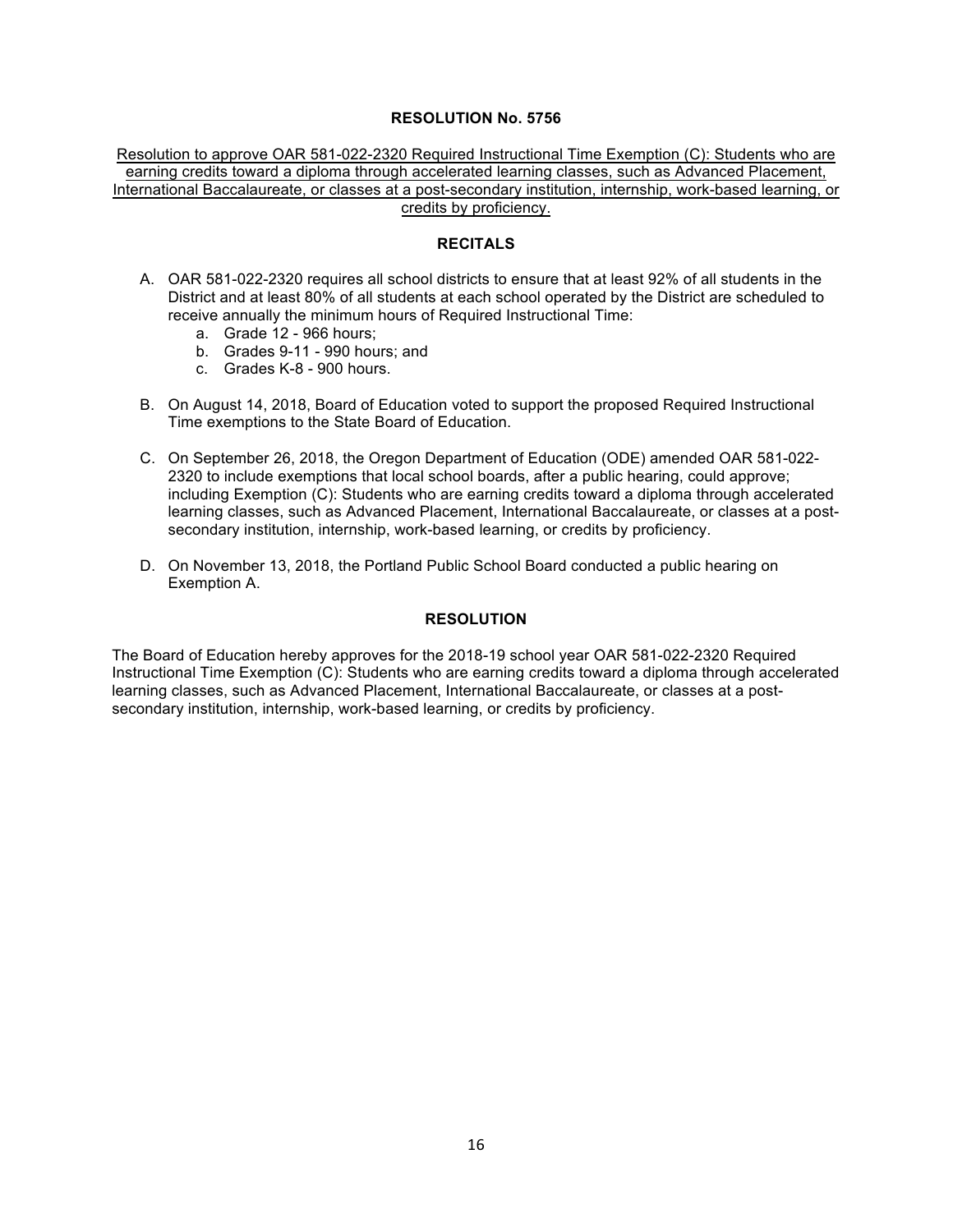**RESOLUTION No. 5756**

Resolution to approve OAR 581-022-2320 Required Instructional Time Exemption (C): Students who are earning credits toward a diploma through accelerated learning classes, such as Advanced Placement, International Baccalaureate, or classes at a post-secondary institution, internship, work-based learning, or credits by proficiency.

**RECITALS**

A. OAR 581-022-2320 requires all school districts to ensure that at least 92% of all students in the District and at least 80% of all students at each school operated by the District are scheduled to receive annually the minimum hours of Required Instructional Time:
   a. Grade 12 - 966 hours;
   b. Grades 9-11 - 990 hours; and
   c. Grades K-8 - 900 hours.

B. On August 14, 2018, Board of Education voted to support the proposed Required Instructional Time exemptions to the State Board of Education.

C. On September 26, 2018, the Oregon Department of Education (ODE) amended OAR 581-022-2320 to include exemptions that local school boards, after a public hearing, could approve; including Exemption (C): Students who are earning credits toward a diploma through accelerated learning classes, such as Advanced Placement, International Baccalaureate, or classes at a post-secondary institution, internship, work-based learning, or credits by proficiency.

D. On November 13, 2018, the Portland Public School Board conducted a public hearing on Exemption A.

**RESOLUTION**

The Board of Education hereby approves for the 2018-19 school year OAR 581-022-2320 Required Instructional Time Exemption (C): Students who are earning credits toward a diploma through accelerated learning classes, such as Advanced Placement, International Baccalaureate, or classes at a post-secondary institution, internship, work-based learning, or credits by proficiency.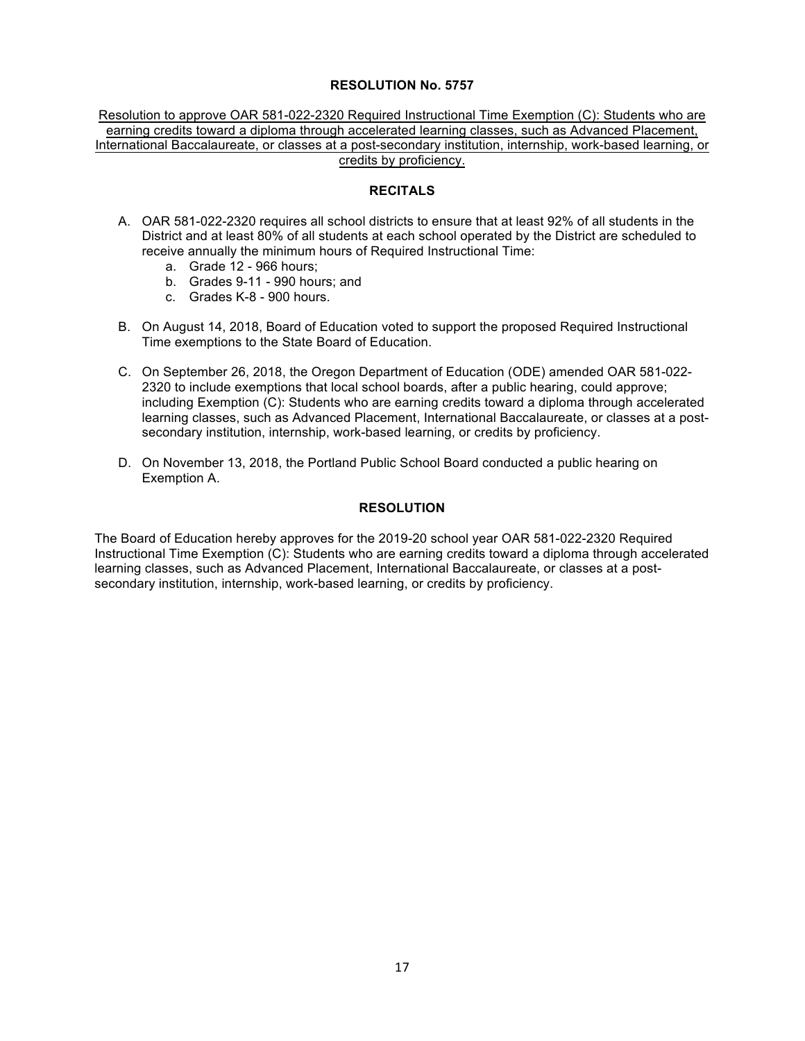**RESOLUTION No. 5757**

Resolution to approve OAR 581-022-2320 Required Instructional Time Exemption (C): Students who are earning credits toward a diploma through accelerated learning classes, such as Advanced Placement, International Baccalaureate, or classes at a post-secondary institution, internship, work-based learning, or credits by proficiency.

**RECITALS**

A. OAR 581-022-2320 requires all school districts to ensure that at least 92% of all students in the District and at least 80% of all students at each school operated by the District are scheduled to receive annually the minimum hours of Required Instructional Time:
   a. Grade 12 - 966 hours;
   b. Grades 9-11 - 990 hours; and
   c. Grades K-8 - 900 hours.

B. On August 14, 2018, Board of Education voted to support the proposed Required Instructional Time exemptions to the State Board of Education.

C. On September 26, 2018, the Oregon Department of Education (ODE) amended OAR 581-022-2320 to include exemptions that local school boards, after a public hearing, could approve; including Exemption (C): Students who are earning credits toward a diploma through accelerated learning classes, such as Advanced Placement, International Baccalaureate, or classes at a post-secondary institution, internship, work-based learning, or credits by proficiency.

D. On November 13, 2018, the Portland Public School Board conducted a public hearing on Exemption A.

**RESOLUTION**

The Board of Education hereby approves for the 2019-20 school year OAR 581-022-2320 Required Instructional Time Exemption (C): Students who are earning credits toward a diploma through accelerated learning classes, such as Advanced Placement, International Baccalaureate, or classes at a post-secondary institution, internship, work-based learning, or credits by proficiency.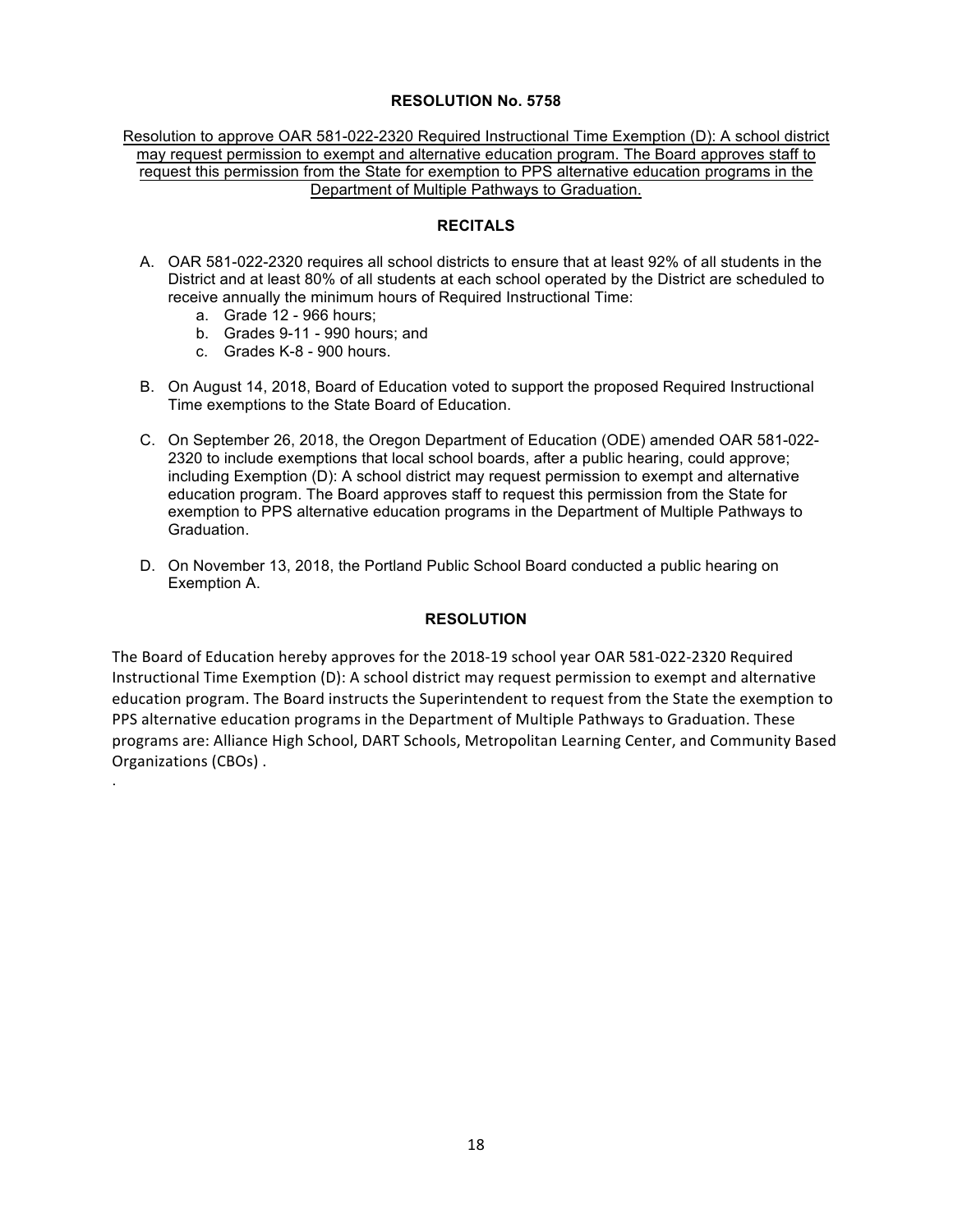# RESOLUTION No. 5758

Resolution to approve OAR 581-022-2320 Required Instructional Time Exemption (D): A school district may request permission to exempt and alternative education program. The Board approves staff to request this permission from the State for exemption to PPS alternative education programs in the Department of Multiple Pathways to Graduation.

## RECITALS

A. OAR 581-022-2320 requires all school districts to ensure that at least 92% of all students in the District and at least 80% of all students at each school operated by the District are scheduled to receive annually the minimum hours of Required Instructional Time:
   a. Grade 12 - 966 hours;
   b. Grades 9-11 - 990 hours; and
   c. Grades K-8 - 900 hours.

B. On August 14, 2018, Board of Education voted to support the proposed Required Instructional Time exemptions to the State Board of Education.

C. On September 26, 2018, the Oregon Department of Education (ODE) amended OAR 581-022-2320 to include exemptions that local school boards, after a public hearing, could approve; including Exemption (D): A school district may request permission to exempt and alternative education program. The Board approves staff to request this permission from the State for exemption to PPS alternative education programs in the Department of Multiple Pathways to Graduation.

D. On November 13, 2018, the Portland Public School Board conducted a public hearing on Exemption A.

## RESOLUTION

The Board of Education hereby approves for the 2018-19 school year OAR 581-022-2320 Required Instructional Time Exemption (D): A school district may request permission to exempt and alternative education program. The Board instructs the Superintendent to request from the State the exemption to PPS alternative education programs in the Department of Multiple Pathways to Graduation. These programs are: Alliance High School, DART Schools, Metropolitan Learning Center, and Community Based Organizations (CBOs) .

.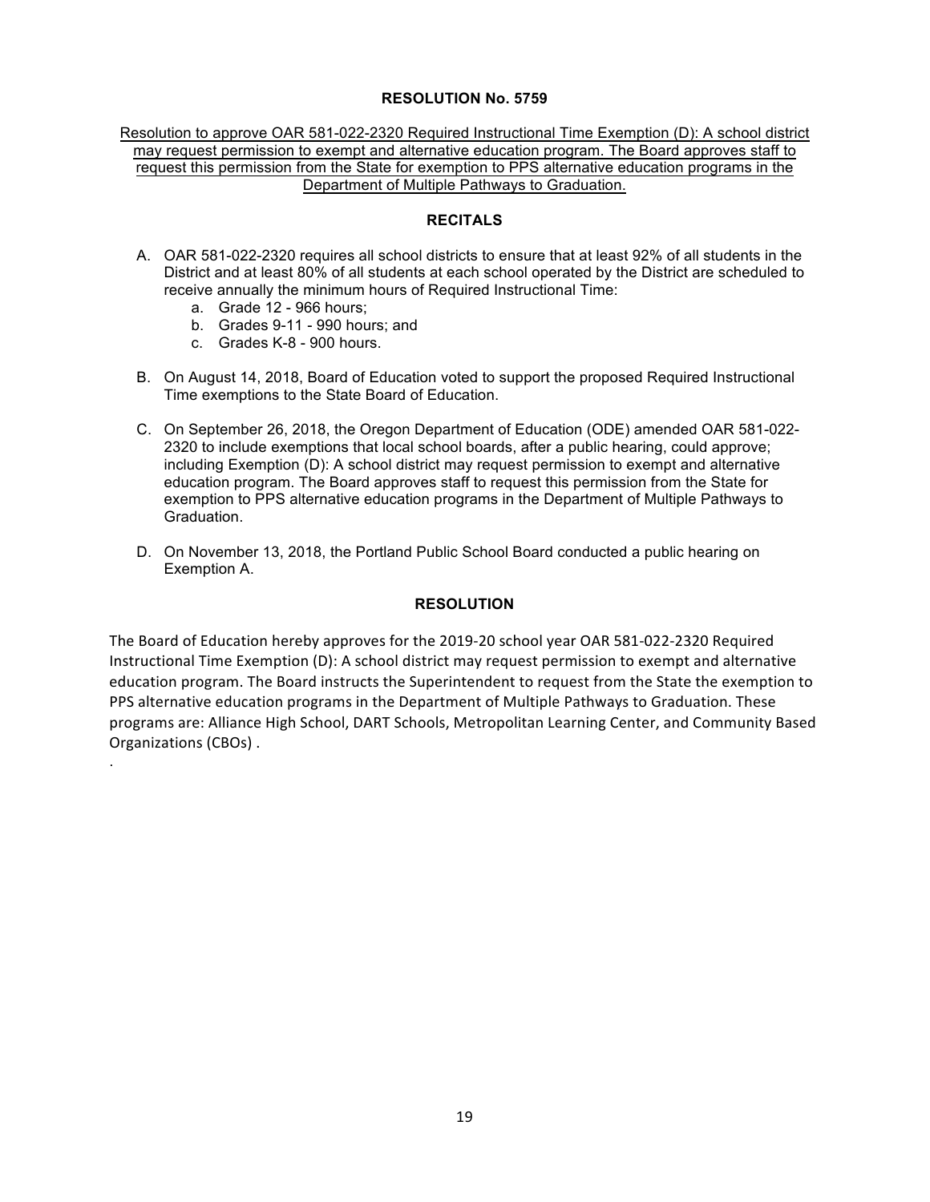**RESOLUTION No. 5759**

Resolution to approve OAR 581-022-2320 Required Instructional Time Exemption (D): A school district may request permission to exempt and alternative education program. The Board approves staff to request this permission from the State for exemption to PPS alternative education programs in the Department of Multiple Pathways to Graduation.

**RECITALS**

A. OAR 581-022-2320 requires all school districts to ensure that at least 92% of all students in the District and at least 80% of all students at each school operated by the District are scheduled to receive annually the minimum hours of Required Instructional Time:
   a. Grade 12 - 966 hours;
   b. Grades 9-11 - 990 hours; and
   c. Grades K-8 - 900 hours.

B. On August 14, 2018, Board of Education voted to support the proposed Required Instructional Time exemptions to the State Board of Education.

C. On September 26, 2018, the Oregon Department of Education (ODE) amended OAR 581-022-2320 to include exemptions that local school boards, after a public hearing, could approve; including Exemption (D): A school district may request permission to exempt and alternative education program. The Board approves staff to request this permission from the State for exemption to PPS alternative education programs in the Department of Multiple Pathways to Graduation.

D. On November 13, 2018, the Portland Public School Board conducted a public hearing on Exemption A.

**RESOLUTION**

The Board of Education hereby approves for the 2019-20 school year OAR 581-022-2320 Required Instructional Time Exemption (D): A school district may request permission to exempt and alternative education program. The Board instructs the Superintendent to request from the State the exemption to PPS alternative education programs in the Department of Multiple Pathways to Graduation. These programs are: Alliance High School, DART Schools, Metropolitan Learning Center, and Community Based Organizations (CBOs) .

.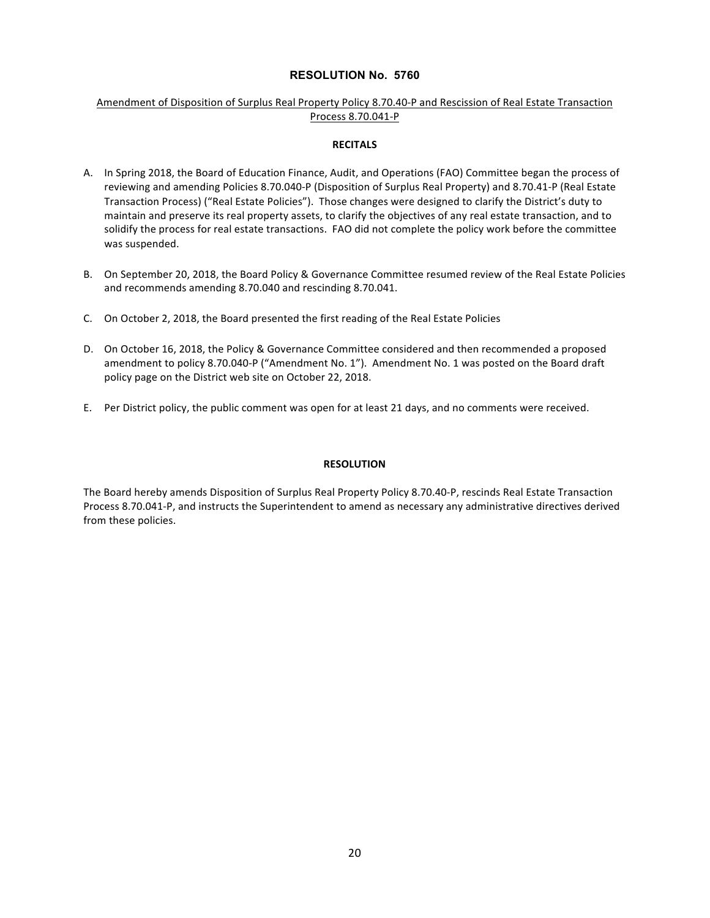## RESOLUTION No. 5760

Amendment of Disposition of Surplus Real Property Policy 8.70.40-P and Rescission of Real Estate Transaction Process 8.70.041-P

### RECITALS

A. In Spring 2018, the Board of Education Finance, Audit, and Operations (FAO) Committee began the process of reviewing and amending Policies 8.70.040-P (Disposition of Surplus Real Property) and 8.70.41-P (Real Estate Transaction Process) ("Real Estate Policies"). Those changes were designed to clarify the District's duty to maintain and preserve its real property assets, to clarify the objectives of any real estate transaction, and to solidify the process for real estate transactions. FAO did not complete the policy work before the committee was suspended.

B. On September 20, 2018, the Board Policy & Governance Committee resumed review of the Real Estate Policies and recommends amending 8.70.040 and rescinding 8.70.041.

C. On October 2, 2018, the Board presented the first reading of the Real Estate Policies

D. On October 16, 2018, the Policy & Governance Committee considered and then recommended a proposed amendment to policy 8.70.040-P ("Amendment No. 1"). Amendment No. 1 was posted on the Board draft policy page on the District web site on October 22, 2018.

E. Per District policy, the public comment was open for at least 21 days, and no comments were received.

### RESOLUTION

The Board hereby amends Disposition of Surplus Real Property Policy 8.70.40-P, rescinds Real Estate Transaction Process 8.70.041-P, and instructs the Superintendent to amend as necessary any administrative directives derived from these policies.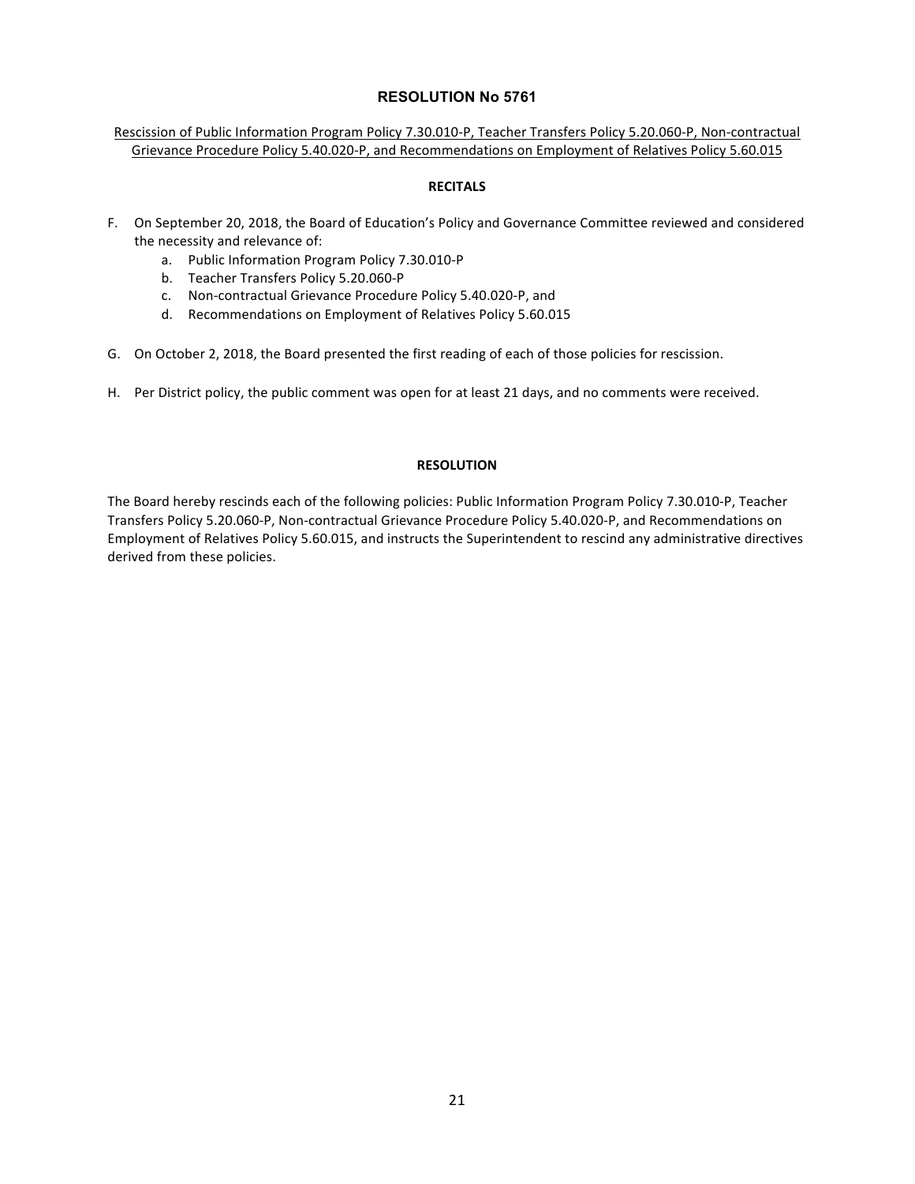# RESOLUTION No 5761

Rescission of Public Information Program Policy 7.30.010-P, Teacher Transfers Policy 5.20.060-P, Non-contractual Grievance Procedure Policy 5.40.020-P, and Recommendations on Employment of Relatives Policy 5.60.015

## RECITALS

F. On September 20, 2018, the Board of Education's Policy and Governance Committee reviewed and considered the necessity and relevance of:
   a. Public Information Program Policy 7.30.010-P
   b. Teacher Transfers Policy 5.20.060-P
   c. Non-contractual Grievance Procedure Policy 5.40.020-P, and
   d. Recommendations on Employment of Relatives Policy 5.60.015

G. On October 2, 2018, the Board presented the first reading of each of those policies for rescission.

H. Per District policy, the public comment was open for at least 21 days, and no comments were received.

## RESOLUTION

The Board hereby rescinds each of the following policies: Public Information Program Policy 7.30.010-P, Teacher Transfers Policy 5.20.060-P, Non-contractual Grievance Procedure Policy 5.40.020-P, and Recommendations on Employment of Relatives Policy 5.60.015, and instructs the Superintendent to rescind any administrative directives derived from these policies.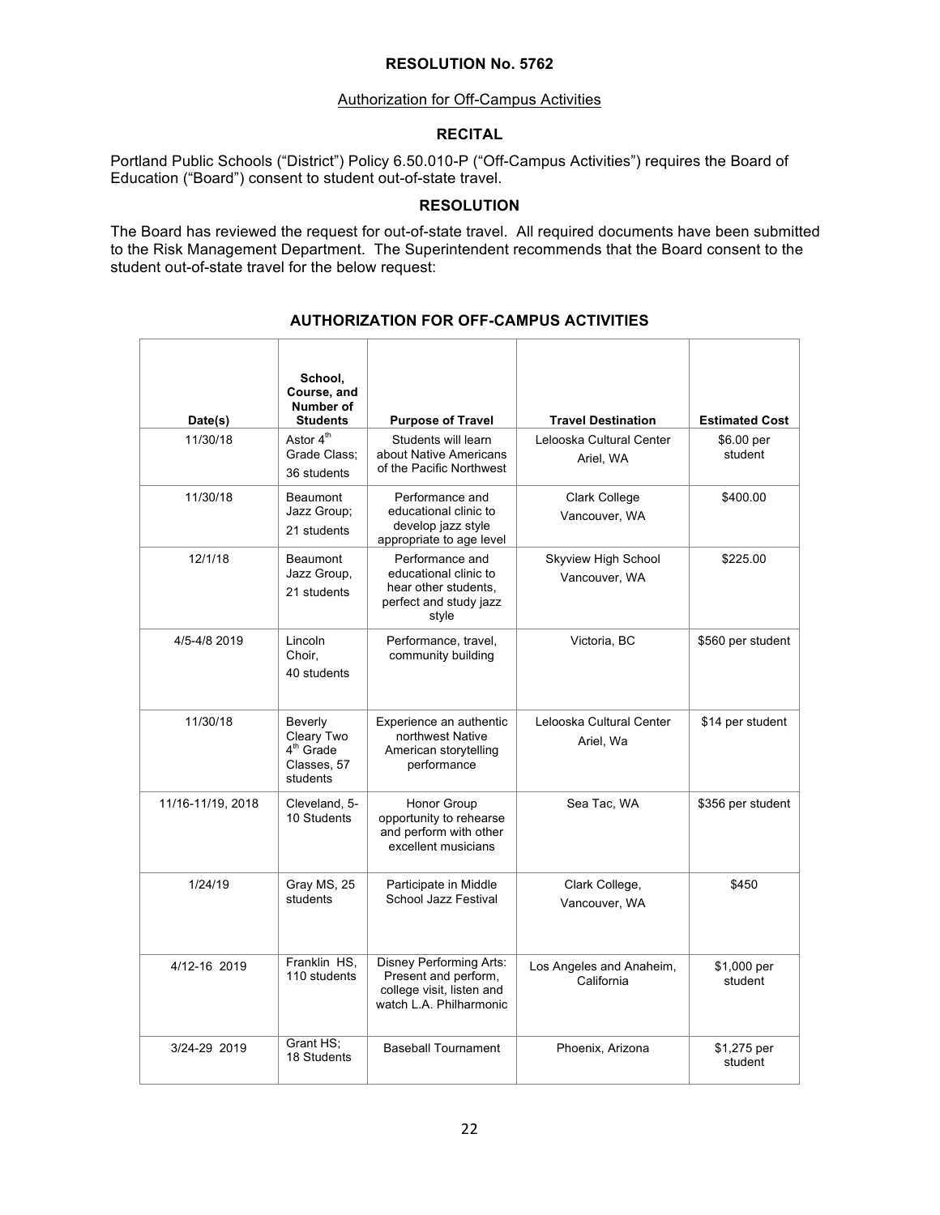**RESOLUTION No. 5762**

Authorization for Off-Campus Activities

**RECITAL**

Portland Public Schools ("District") Policy 6.50.010-P ("Off-Campus Activities") requires the Board of Education ("Board") consent to student out-of-state travel.

**RESOLUTION**

The Board has reviewed the request for out-of-state travel. All required documents have been submitted to the Risk Management Department. The Superintendent recommends that the Board consent to the student out-of-state travel for the below request:

**AUTHORIZATION FOR OFF-CAMPUS ACTIVITIES**

| Date(s) | School, Course, and Number of Students | Purpose of Travel | Travel Destination | Estimated Cost |
|---|---|---|---|---|
| 11/30/18 | Astor 4th Grade Class; 36 students | Students will learn about Native Americans of the Pacific Northwest | Lelooska Cultural Center Ariel, WA | $6.00 per student |
| 11/30/18 | Beaumont Jazz Group; 21 students | Performance and educational clinic to develop jazz style appropriate to age level | Clark College Vancouver, WA | $400.00 |
| 12/1/18 | Beaumont Jazz Group, 21 students | Performance and educational clinic to hear other students, perfect and study jazz style | Skyview High School Vancouver, WA | $225.00 |
| 4/5-4/8 2019 | Lincoln Choir, 40 students | Performance, travel, community building | Victoria, BC | $560 per student |
| 11/30/18 | Beverly Cleary Two 4th Grade Classes, 57 students | Experience an authentic northwest Native American storytelling performance | Lelooska Cultural Center Ariel, Wa | $14 per student |
| 11/16-11/19, 2018 | Cleveland, 5-10 Students | Honor Group opportunity to rehearse and perform with other excellent musicians | Sea Tac, WA | $356 per student |
| 1/24/19 | Gray MS, 25 students | Participate in Middle School Jazz Festival | Clark College, Vancouver, WA | $450 |
| 4/12-16 2019 | Franklin HS, 110 students | Disney Performing Arts: Present and perform, college visit, listen and watch L.A. Philharmonic | Los Angeles and Anaheim, California | $1,000 per student |
| 3/24-29 2019 | Grant HS; 18 Students | Baseball Tournament | Phoenix, Arizona | $1,275 per student |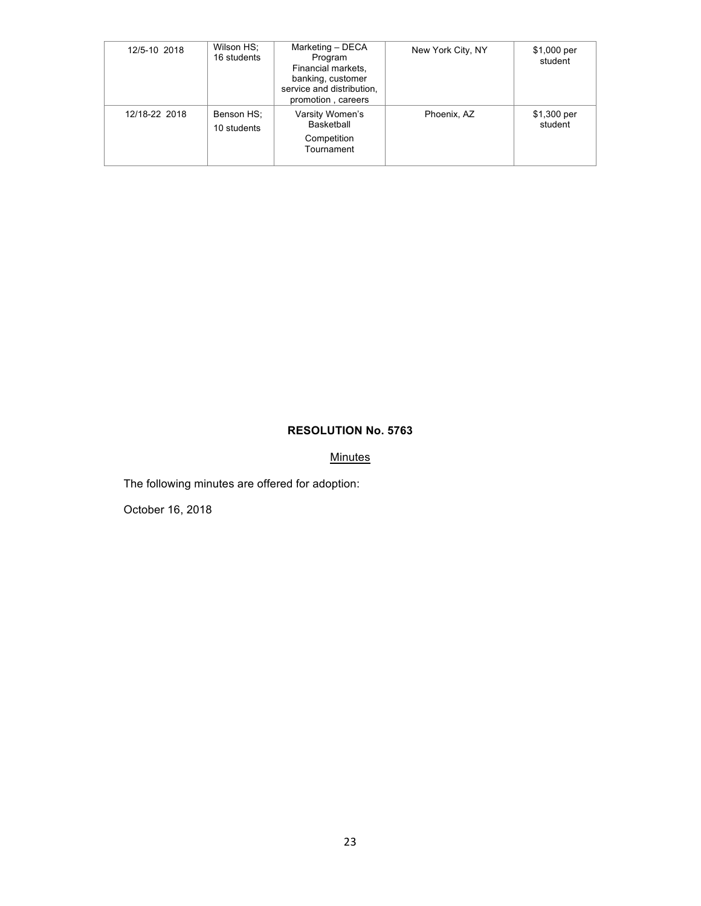| | | | | |
|---|---|---|---|---|
| 12/5-10 2018 | Wilson HS; 16 students | Marketing – DECA Program Financial markets, banking, customer service and distribution, promotion , careers | New York City, NY | $1,000 per student |
| 12/18-22 2018 | Benson HS; 10 students | Varsity Women's Basketball Competition Tournament | Phoenix, AZ | $1,300 per student |

**RESOLUTION No. 5763**

Minutes

The following minutes are offered for adoption:

October 16, 2018